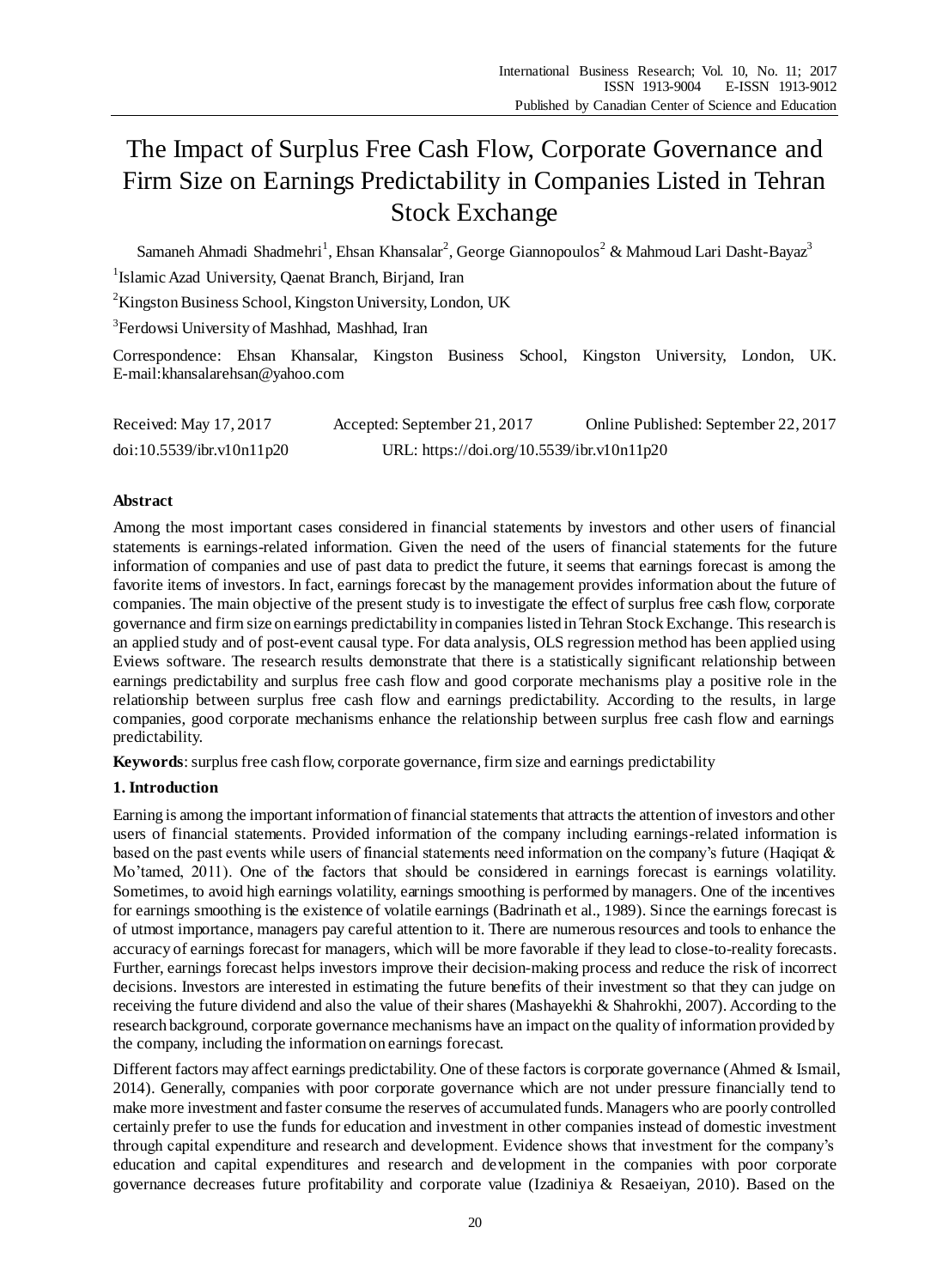# The Impact of Surplus Free Cash Flow, Corporate Governance and Firm Size on Earnings Predictability in Companies Listed in Tehran Stock Exchange

Samaneh Ahmadi Shadmehri[1], Ehsan Khansalar[2], George Giannopoulos[2] & Mahmoud Lari Dasht-Bayaz[3]

[1]Islamic Azad University, Qaenat Branch, Birjand, Iran

[2]Kingston Business School, Kingston University, London, UK

[3]Ferdowsi University of Mashhad, Mashhad, Iran

Correspondence: Ehsan Khansalar, Kingston Business School, Kingston University, London, UK. E-mail:khansalarehsan@yahoo.com

Received: May 17, 2017 Accepted: September 21, 2017 Online Published: September 22, 2017

doi:10.5539/ibr.v10n11p20 URL: https://doi.org/10.5539/ibr.v10n11p20

## Abstract

Among the most important cases considered in financial statements by investors and other users of financial statements is earnings-related information. Given the need of the users of financial statements for the future information of companies and use of past data to predict the future, it seems that earnings forecast is among the favorite items of investors. In fact, earnings forecast by the management provides information about the future of companies. The main objective of the present study is to investigate the effect of surplus free cash flow, corporate governance and firm size on earnings predictability in companies listed in Tehran Stock Exchange. This research is an applied study and of post-event causal type. For data analysis, OLS regression method has been applied using Eviews software. The research results demonstrate that there is a statistically significant relationship between earnings predictability and surplus free cash flow and good corporate mechanisms play a positive role in the relationship between surplus free cash flow and earnings predictability. According to the results, in large companies, good corporate mechanisms enhance the relationship between surplus free cash flow and earnings predictability.

**Keywords**: surplus free cash flow, corporate governance, firm size and earnings predictability

## 1. Introduction

Earning is among the important information of financial statements that attracts the attention of investors and other users of financial statements. Provided information of the company including earnings-related information is based on the past events while users of financial statements need information on the company's future (Haqiqat & Mo'tamed, 2011). One of the factors that should be considered in earnings forecast is earnings volatility. Sometimes, to avoid high earnings volatility, earnings smoothing is performed by managers. One of the incentives for earnings smoothing is the existence of volatile earnings (Badrinath et al., 1989). Since the earnings forecast is of utmost importance, managers pay careful attention to it. There are numerous resources and tools to enhance the accuracy of earnings forecast for managers, which will be more favorable if they lead to close-to-reality forecasts. Further, earnings forecast helps investors improve their decision-making process and reduce the risk of incorrect decisions. Investors are interested in estimating the future benefits of their investment so that they can judge on receiving the future dividend and also the value of their shares (Mashayekhi & Shahrokhi, 2007). According to the research background, corporate governance mechanisms have an impact on the quality of information provided by the company, including the information on earnings forecast.

Different factors may affect earnings predictability. One of these factors is corporate governance (Ahmed & Ismail, 2014). Generally, companies with poor corporate governance which are not under pressure financially tend to make more investment and faster consume the reserves of accumulated funds. Managers who are poorly controlled certainly prefer to use the funds for education and investment in other companies instead of domestic investment through capital expenditure and research and development. Evidence shows that investment for the company's education and capital expenditures and research and development in the companies with poor corporate governance decreases future profitability and corporate value (Izadiniya & Resaeiyan, 2010). Based on the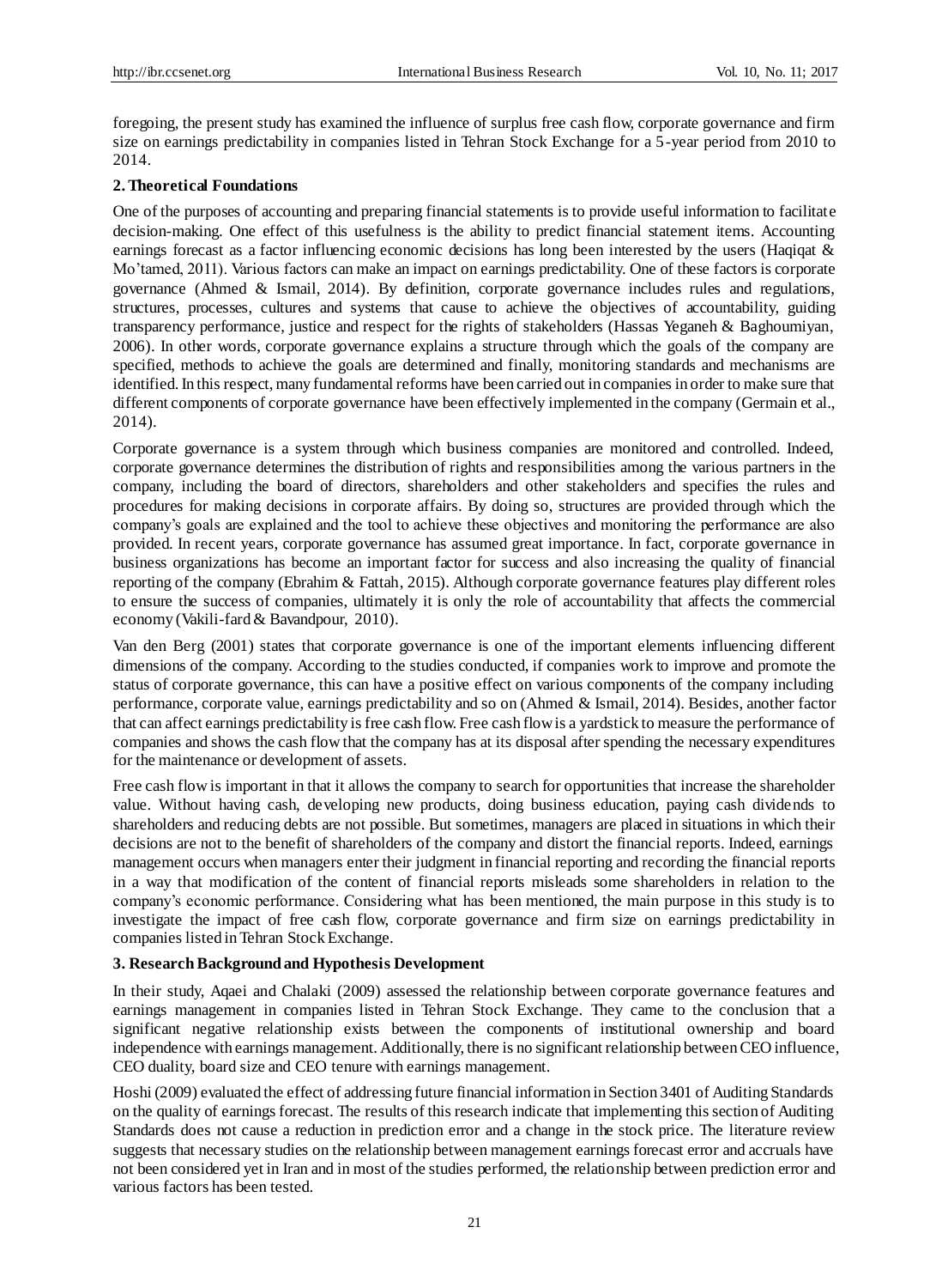foregoing, the present study has examined the influence of surplus free cash flow, corporate governance and firm size on earnings predictability in companies listed in Tehran Stock Exchange for a 5-year period from 2010 to 2014.

## 2. Theoretical Foundations

One of the purposes of accounting and preparing financial statements is to provide useful information to facilitate decision-making. One effect of this usefulness is the ability to predict financial statement items. Accounting earnings forecast as a factor influencing economic decisions has long been interested by the users (Haqiqat & Mo'tamed, 2011). Various factors can make an impact on earnings predictability. One of these factors is corporate governance (Ahmed & Ismail, 2014). By definition, corporate governance includes rules and regulations, structures, processes, cultures and systems that cause to achieve the objectives of accountability, guiding transparency performance, justice and respect for the rights of stakeholders (Hassas Yeganeh & Baghoumiyan, 2006). In other words, corporate governance explains a structure through which the goals of the company are specified, methods to achieve the goals are determined and finally, monitoring standards and mechanisms are identified. In this respect, many fundamental reforms have been carried out in companies in order to make sure that different components of corporate governance have been effectively implemented in the company (Germain et al., 2014).

Corporate governance is a system through which business companies are monitored and controlled. Indeed, corporate governance determines the distribution of rights and responsibilities among the various partners in the company, including the board of directors, shareholders and other stakeholders and specifies the rules and procedures for making decisions in corporate affairs. By doing so, structures are provided through which the company's goals are explained and the tool to achieve these objectives and monitoring the performance are also provided. In recent years, corporate governance has assumed great importance. In fact, corporate governance in business organizations has become an important factor for success and also increasing the quality of financial reporting of the company (Ebrahim & Fattah, 2015). Although corporate governance features play different roles to ensure the success of companies, ultimately it is only the role of accountability that affects the commercial economy (Vakili-fard & Bavandpour, 2010).

Van den Berg (2001) states that corporate governance is one of the important elements influencing different dimensions of the company. According to the studies conducted, if companies work to improve and promote the status of corporate governance, this can have a positive effect on various components of the company including performance, corporate value, earnings predictability and so on (Ahmed & Ismail, 2014). Besides, another factor that can affect earnings predictability is free cash flow. Free cash flow is a yardstick to measure the performance of companies and shows the cash flow that the company has at its disposal after spending the necessary expenditures for the maintenance or development of assets.

Free cash flow is important in that it allows the company to search for opportunities that increase the shareholder value. Without having cash, developing new products, doing business education, paying cash dividends to shareholders and reducing debts are not possible. But sometimes, managers are placed in situations in which their decisions are not to the benefit of shareholders of the company and distort the financial reports. Indeed, earnings management occurs when managers enter their judgment in financial reporting and recording the financial reports in a way that modification of the content of financial reports misleads some shareholders in relation to the company's economic performance. Considering what has been mentioned, the main purpose in this study is to investigate the impact of free cash flow, corporate governance and firm size on earnings predictability in companies listed in Tehran Stock Exchange.

## 3. Research Background and Hypothesis Development

In their study, Aqaei and Chalaki (2009) assessed the relationship between corporate governance features and earnings management in companies listed in Tehran Stock Exchange. They came to the conclusion that a significant negative relationship exists between the components of institutional ownership and board independence with earnings management. Additionally, there is no significant relationship between CEO influence, CEO duality, board size and CEO tenure with earnings management.

Hoshi (2009) evaluated the effect of addressing future financial information in Section 3401 of Auditing Standards on the quality of earnings forecast. The results of this research indicate that implementing this section of Auditing Standards does not cause a reduction in prediction error and a change in the stock price. The literature review suggests that necessary studies on the relationship between management earnings forecast error and accruals have not been considered yet in Iran and in most of the studies performed, the relationship between prediction error and various factors has been tested.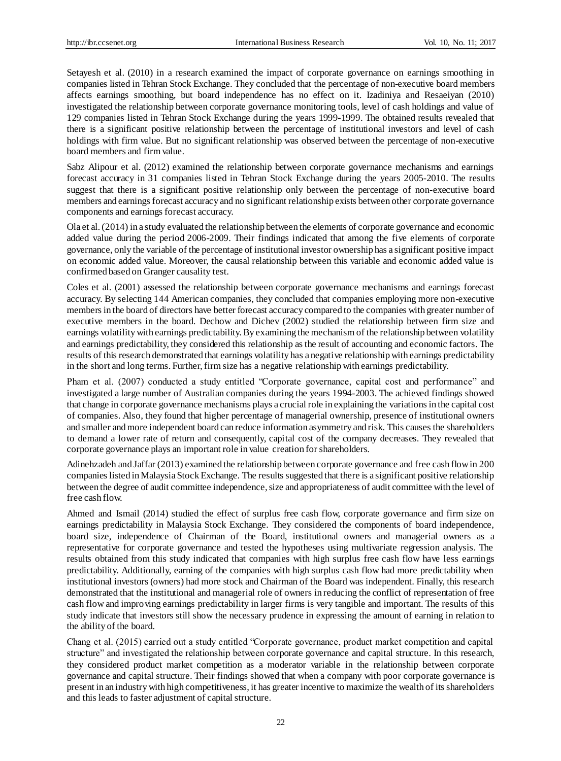Setayesh et al. (2010) in a research examined the impact of corporate governance on earnings smoothing in companies listed in Tehran Stock Exchange. They concluded that the percentage of non-executive board members affects earnings smoothing, but board independence has no effect on it. Izadiniya and Resaeiyan (2010) investigated the relationship between corporate governance monitoring tools, level of cash holdings and value of 129 companies listed in Tehran Stock Exchange during the years 1999-1999. The obtained results revealed that there is a significant positive relationship between the percentage of institutional investors and level of cash holdings with firm value. But no significant relationship was observed between the percentage of non-executive board members and firm value.

Sabz Alipour et al. (2012) examined the relationship between corporate governance mechanisms and earnings forecast accuracy in 31 companies listed in Tehran Stock Exchange during the years 2005-2010. The results suggest that there is a significant positive relationship only between the percentage of non-executive board members and earnings forecast accuracy and no significant relationship exists between other corporate governance components and earnings forecast accuracy.

Ola et al. (2014) in a study evaluated the relationship between the elements of corporate governance and economic added value during the period 2006-2009. Their findings indicated that among the five elements of corporate governance, only the variable of the percentage of institutional investor ownership has a significant positive impact on economic added value. Moreover, the causal relationship between this variable and economic added value is confirmed based on Granger causality test.

Coles et al. (2001) assessed the relationship between corporate governance mechanisms and earnings forecast accuracy. By selecting 144 American companies, they concluded that companies employing more non-executive members in the board of directors have better forecast accuracy compared to the companies with greater number of executive members in the board. Dechow and Dichev (2002) studied the relationship between firm size and earnings volatility with earnings predictability. By examining the mechanism of the relationship between volatility and earnings predictability, they considered this relationship as the result of accounting and economic factors. The results of this research demonstrated that earnings volatility has a negative relationship with earnings predictability in the short and long terms. Further, firm size has a negative relationship with earnings predictability.

Pham et al. (2007) conducted a study entitled "Corporate governance, capital cost and performance" and investigated a large number of Australian companies during the years 1994-2003. The achieved findings showed that change in corporate governance mechanisms plays a crucial role in explaining the variations in the capital cost of companies. Also, they found that higher percentage of managerial ownership, presence of institutional owners and smaller and more independent board can reduce information asymmetry and risk. This causes the shareholders to demand a lower rate of return and consequently, capital cost of the company decreases. They revealed that corporate governance plays an important role in value creation for shareholders.

Adinehzadeh and Jaffar (2013) examined the relationship between corporate governance and free cash flow in 200 companies listed in Malaysia Stock Exchange. The results suggested that there is a significant positive relationship between the degree of audit committee independence, size and appropriateness of audit committee with the level of free cash flow.

Ahmed and Ismail (2014) studied the effect of surplus free cash flow, corporate governance and firm size on earnings predictability in Malaysia Stock Exchange. They considered the components of board independence, board size, independence of Chairman of the Board, institutional owners and managerial owners as a representative for corporate governance and tested the hypotheses using multivariate regression analysis. The results obtained from this study indicated that companies with high surplus free cash flow have less earnings predictability. Additionally, earning of the companies with high surplus cash flow had more predictability when institutional investors (owners) had more stock and Chairman of the Board was independent. Finally, this research demonstrated that the institutional and managerial role of owners in reducing the conflict of representation of free cash flow and improving earnings predictability in larger firms is very tangible and important. The results of this study indicate that investors still show the necessary prudence in expressing the amount of earning in relation to the ability of the board.

Chang et al. (2015) carried out a study entitled "Corporate governance, product market competition and capital structure" and investigated the relationship between corporate governance and capital structure. In this research, they considered product market competition as a moderator variable in the relationship between corporate governance and capital structure. Their findings showed that when a company with poor corporate governance is present in an industry with high competitiveness, it has greater incentive to maximize the wealth of its shareholders and this leads to faster adjustment of capital structure.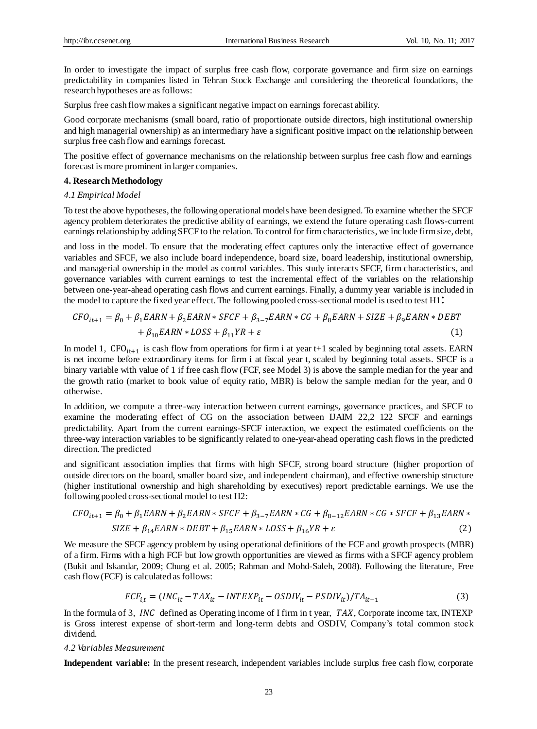In order to investigate the impact of surplus free cash flow, corporate governance and firm size on earnings predictability in companies listed in Tehran Stock Exchange and considering the theoretical foundations, the research hypotheses are as follows:

Surplus free cash flow makes a significant negative impact on earnings forecast ability.

Good corporate mechanisms (small board, ratio of proportionate outside directors, high institutional ownership and high managerial ownership) as an intermediary have a significant positive impact on the relationship between surplus free cash flow and earnings forecast.

The positive effect of governance mechanisms on the relationship between surplus free cash flow and earnings forecast is more prominent in larger companies.

### 4. Research Methodology

#### *4.1 Empirical Model*

To test the above hypotheses, the following operational models have been designed. To examine whether the SFCF agency problem deteriorates the predictive ability of earnings, we extend the future operating cash flows-current earnings relationship by adding SFCF to the relation. To control for firm characteristics, we include firm size, debt, and loss in the model. To ensure that the moderating effect captures only the interactive effect of governance variables and SFCF, we also include board independence, board size, board leadership, institutional ownership, and managerial ownership in the model as control variables. This study interacts SFCF, firm characteristics, and governance variables with current earnings to test the incremental effect of the variables on the relationship between one-year-ahead operating cash flows and current earnings. Finally, a dummy year variable is included in the model to capture the fixed year effect. The following pooled cross-sectional model is used to test H1:

$$CFO_{it+1} = \beta_0 + \beta_1 EARN + \beta_2 EARN * SFCF + \beta_{3-7} EARN * CG + \beta_8 EARN + SIZE + \beta_9 EARN * DEBT + \beta_{10} EARN * LOSS + \beta_{11} YR + \varepsilon \quad (1)$$

In model 1, $CFO_{it+1}$ is cash flow from operations for firm i at year t+1 scaled by beginning total assets. EARN is net income before extraordinary items for firm i at fiscal year t, scaled by beginning total assets. SFCF is a binary variable with value of 1 if free cash flow (FCF, see Model 3) is above the sample median for the year and the growth ratio (market to book value of equity ratio, MBR) is below the sample median for the year, and 0 otherwise.

In addition, we compute a three-way interaction between current earnings, governance practices, and SFCF to examine the moderating effect of CG on the association between IJAIM 22,2 122 SFCF and earnings predictability. Apart from the current earnings-SFCF interaction, we expect the estimated coefficients on the three-way interaction variables to be significantly related to one-year-ahead operating cash flows in the predicted direction. The predicted and significant association implies that firms with high SFCF, strong board structure (higher proportion of outside directors on the board, smaller board size, and independent chairman), and effective ownership structure (higher institutional ownership and high shareholding by executives) report predictable earnings. We use the following pooled cross-sectional model to test H2:

$$CFO_{it+1} = \beta_0 + \beta_1 EARN + \beta_2 EARN * SFCF + \beta_{3-7} EARN * CG + \beta_{8-12} EARN * CG * SFCF + \beta_{13} EARN * SIZE + \beta_{14} EARN * DEBT + \beta_{15} EARN * LOSS + \beta_{16} YR + \varepsilon \quad (2)$$

We measure the SFCF agency problem by using operational definitions of the FCF and growth prospects (MBR) of a firm. Firms with a high FCF but low growth opportunities are viewed as firms with a SFCF agency problem (Bukit and Iskandar, 2009; Chung et al. 2005; Rahman and Mohd-Saleh, 2008). Following the literature, Free cash flow (FCF) is calculated as follows:

$$FCF_{i,t} = (INC_{it} - TAX_{it} - INTEXP_{it} - OSDIV_{it} - PSDIV_{it})/TA_{it-1} \quad (3)$$

In the formula of 3, $INC$ defined as Operating income of I firm in t year, $TAX$, Corporate income tax, INTEXP is Gross interest expense of short-term and long-term debts and OSDIV, Company's total common stock dividend.

#### *4.2 Variables Measurement*

**Independent variable:** In the present research, independent variables include surplus free cash flow, corporate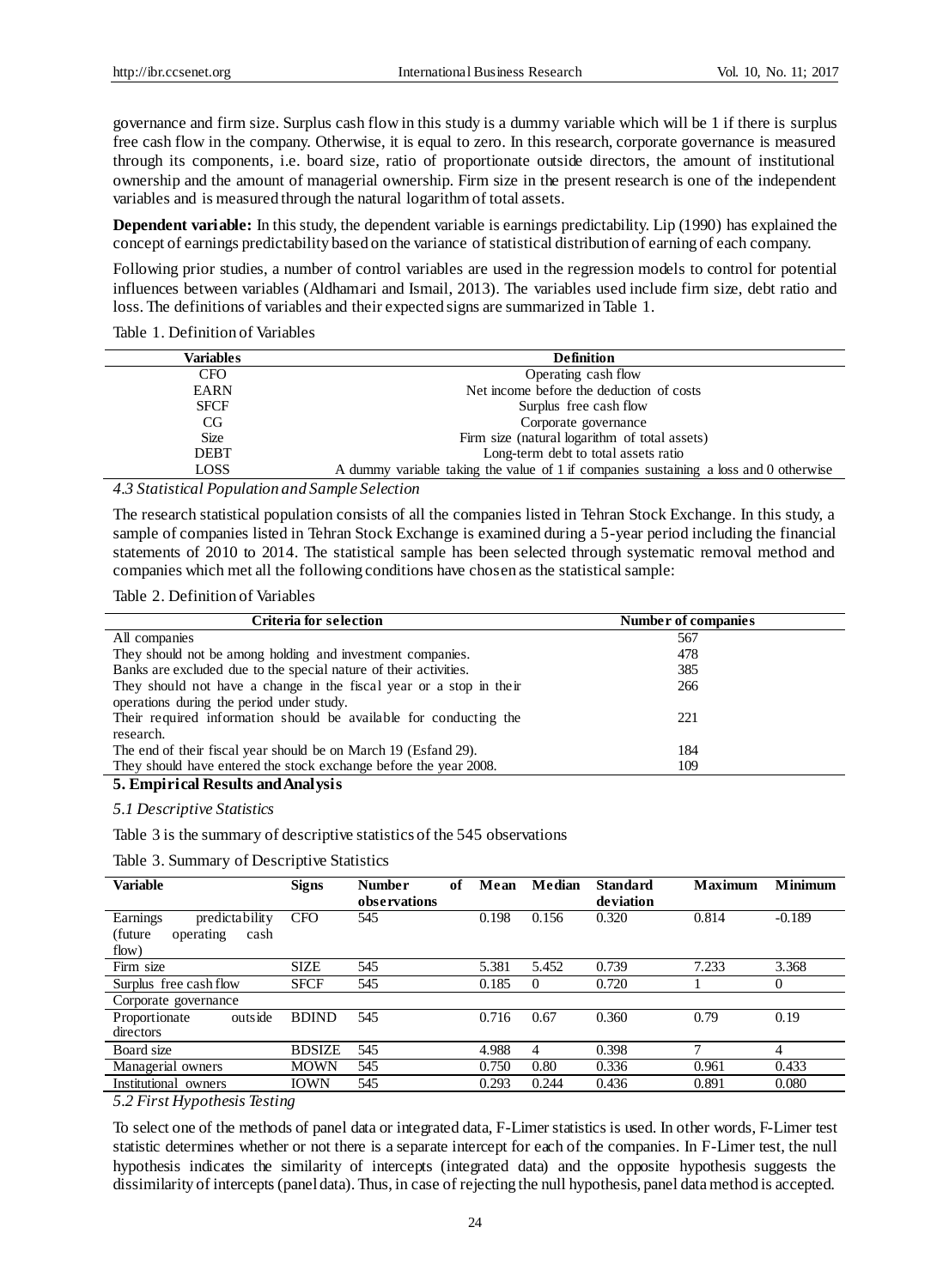governance and firm size. Surplus cash flow in this study is a dummy variable which will be 1 if there is surplus free cash flow in the company. Otherwise, it is equal to zero. In this research, corporate governance is measured through its components, i.e. board size, ratio of proportionate outside directors, the amount of institutional ownership and the amount of managerial ownership. Firm size in the present research is one of the independent variables and is measured through the natural logarithm of total assets.

**Dependent variable:** In this study, the dependent variable is earnings predictability. Lip (1990) has explained the concept of earnings predictability based on the variance of statistical distribution of earning of each company.

Following prior studies, a number of control variables are used in the regression models to control for potential influences between variables (Aldhamari and Ismail, 2013). The variables used include firm size, debt ratio and loss. The definitions of variables and their expected signs are summarized in Table 1.

Table 1. Definition of Variables

| Variables | Definition |
|---|---|
| CFO | Operating cash flow |
| EARN | Net income before the deduction of costs |
| SFCF | Surplus free cash flow |
| CG | Corporate governance |
| Size | Firm size (natural logarithm of total assets) |
| DEBT | Long-term debt to total assets ratio |
| LOSS | A dummy variable taking the value of 1 if companies sustaining a loss and 0 otherwise |

### *4.3 Statistical Population and Sample Selection*

The research statistical population consists of all the companies listed in Tehran Stock Exchange. In this study, a sample of companies listed in Tehran Stock Exchange is examined during a 5-year period including the financial statements of 2010 to 2014. The statistical sample has been selected through systematic removal method and companies which met all the following conditions have chosen as the statistical sample:

Table 2. Definition of Variables

| Criteria for selection | Number of companies |
|---|---|
| All companies | 567 |
| They should not be among holding and investment companies. | 478 |
| Banks are excluded due to the special nature of their activities. | 385 |
| They should not have a change in the fiscal year or a stop in their operations during the period under study. | 266 |
| Their required information should be available for conducting the research. | 221 |
| The end of their fiscal year should be on March 19 (Esfand 29). | 184 |
| They should have entered the stock exchange before the year 2008. | 109 |

## 5. Empirical Results and Analysis

### *5.1 Descriptive Statistics*

Table 3 is the summary of descriptive statistics of the 545 observations

Table 3. Summary of Descriptive Statistics

| Variable | Signs | Number of observations | Mean | Median | Standard deviation | Maximum | Minimum |
|---|---|---|---|---|---|---|---|
| Earnings predictability (future operating cash flow) | CFO | 545 | 0.198 | 0.156 | 0.320 | 0.814 | -0.189 |
| Firm size | SIZE | 545 | 5.381 | 5.452 | 0.739 | 7.233 | 3.368 |
| Surplus free cash flow | SFCF | 545 | 0.185 | 0 | 0.720 | 1 | 0 |
| Corporate governance | | | | | | | |
| Proportionate outside directors | BDIND | 545 | 0.716 | 0.67 | 0.360 | 0.79 | 0.19 |
| Board size | BDSIZE | 545 | 4.988 | 4 | 0.398 | 7 | 4 |
| Managerial owners | MOWN | 545 | 0.750 | 0.80 | 0.336 | 0.961 | 0.433 |
| Institutional owners | IOWN | 545 | 0.293 | 0.244 | 0.436 | 0.891 | 0.080 |

### *5.2 First Hypothesis Testing*

To select one of the methods of panel data or integrated data, F-Limer statistics is used. In other words, F-Limer test statistic determines whether or not there is a separate intercept for each of the companies. In F-Limer test, the null hypothesis indicates the similarity of intercepts (integrated data) and the opposite hypothesis suggests the dissimilarity of intercepts (panel data). Thus, in case of rejecting the null hypothesis, panel data method is accepted.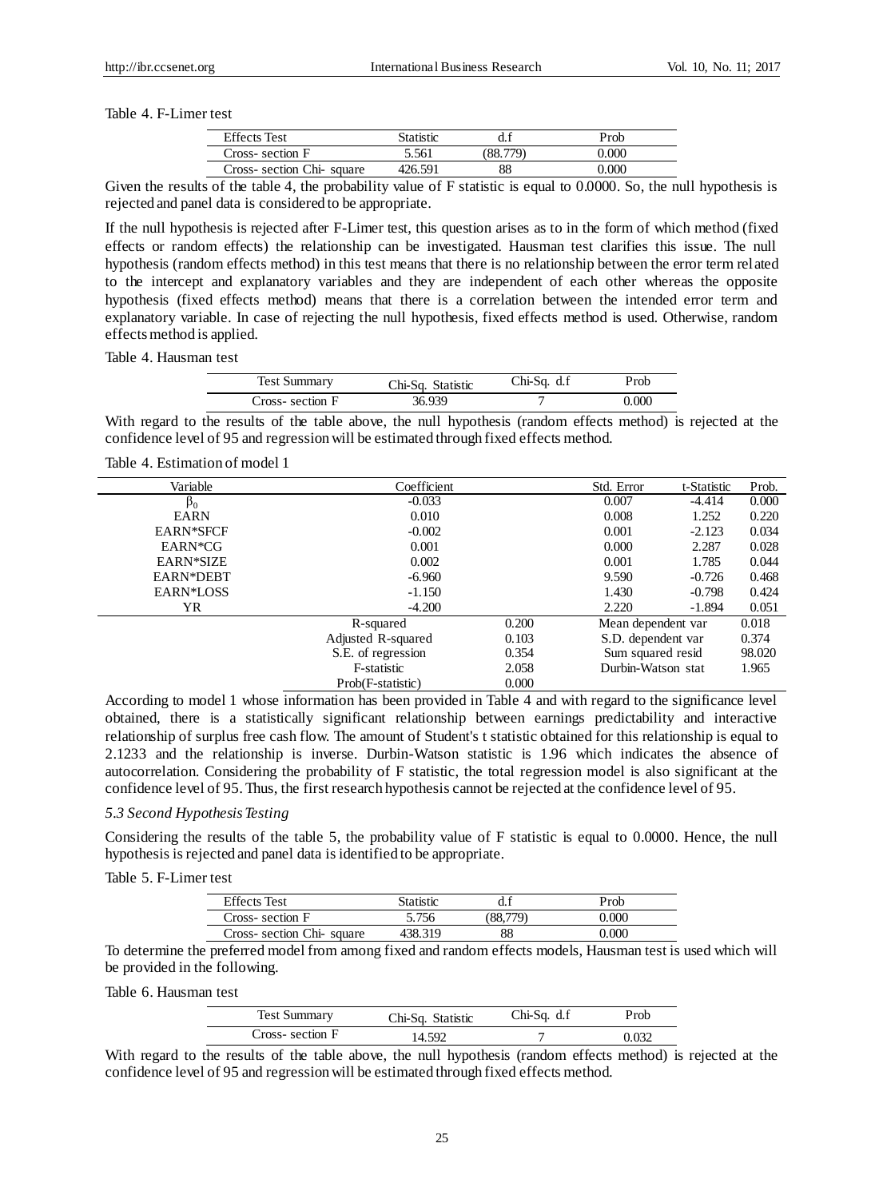Table 4. F-Limer test

| Effects Test | Statistic | d.f | Prob |
|---|---|---|---|
| Cross- section F | 5.561 | (88.779) | 0.000 |
| Cross- section Chi- square | 426.591 | 88 | 0.000 |

Given the results of the table 4, the probability value of F statistic is equal to 0.0000. So, the null hypothesis is rejected and panel data is considered to be appropriate.

If the null hypothesis is rejected after F-Limer test, this question arises as to in the form of which method (fixed effects or random effects) the relationship can be investigated. Hausman test clarifies this issue. The null hypothesis (random effects method) in this test means that there is no relationship between the error term related to the intercept and explanatory variables and they are independent of each other whereas the opposite hypothesis (fixed effects method) means that there is a correlation between the intended error term and explanatory variable. In case of rejecting the null hypothesis, fixed effects method is used. Otherwise, random effects method is applied.

Table 4. Hausman test

| Test Summary | Chi-Sq. Statistic | Chi-Sq. d.f | Prob |
|---|---|---|---|
| Cross- section F | 36.939 | 7 | 0.000 |

With regard to the results of the table above, the null hypothesis (random effects method) is rejected at the confidence level of 95 and regression will be estimated through fixed effects method.

Table 4. Estimation of model 1

| Variable | Coefficient | | Std. Error | t-Statistic | Prob. |
|---|---|---|---|---|---|
| $\beta_0$ | -0.033 | | 0.007 | -4.414 | 0.000 |
| EARN | 0.010 | | 0.008 | 1.252 | 0.220 |
| EARN*SFCF | -0.002 | | 0.001 | -2.123 | 0.034 |
| EARN*CG | 0.001 | | 0.000 | 2.287 | 0.028 |
| EARN*SIZE | 0.002 | | 0.001 | 1.785 | 0.044 |
| EARN*DEBT | -6.960 | | 9.590 | -0.726 | 0.468 |
| EARN*LOSS | -1.150 | | 1.430 | -0.798 | 0.424 |
| YR | -4.200 | | 2.220 | -1.894 | 0.051 |
| | R-squared | 0.200 | Mean dependent var | | 0.018 |
| | Adjusted R-squared | 0.103 | S.D. dependent var | | 0.374 |
| | S.E. of regression | 0.354 | Sum squared resid | | 98.020 |
| | F-statistic | 2.058 | Durbin-Watson stat | | 1.965 |
| | Prob(F-statistic) | 0.000 | | | |

According to model 1 whose information has been provided in Table 4 and with regard to the significance level obtained, there is a statistically significant relationship between earnings predictability and interactive relationship of surplus free cash flow. The amount of Student's t statistic obtained for this relationship is equal to 2.1233 and the relationship is inverse. Durbin-Watson statistic is 1.96 which indicates the absence of autocorrelation. Considering the probability of F statistic, the total regression model is also significant at the confidence level of 95. Thus, the first research hypothesis cannot be rejected at the confidence level of 95.

### *5.3 Second Hypothesis Testing*

Considering the results of the table 5, the probability value of F statistic is equal to 0.0000. Hence, the null hypothesis is rejected and panel data is identified to be appropriate.

Table 5. F-Limer test

| Effects Test | Statistic | d.f | Prob |
|---|---|---|---|
| Cross- section F | 5.756 | (88,779) | 0.000 |
| Cross- section Chi- square | 438.319 | 88 | 0.000 |

To determine the preferred model from among fixed and random effects models, Hausman test is used which will be provided in the following.

Table 6. Hausman test

| Test Summary | Chi-Sq. Statistic | Chi-Sq. d.f | Prob |
|---|---|---|---|
| Cross- section F | 14.592 | 7 | 0.032 |

With regard to the results of the table above, the null hypothesis (random effects method) is rejected at the confidence level of 95 and regression will be estimated through fixed effects method.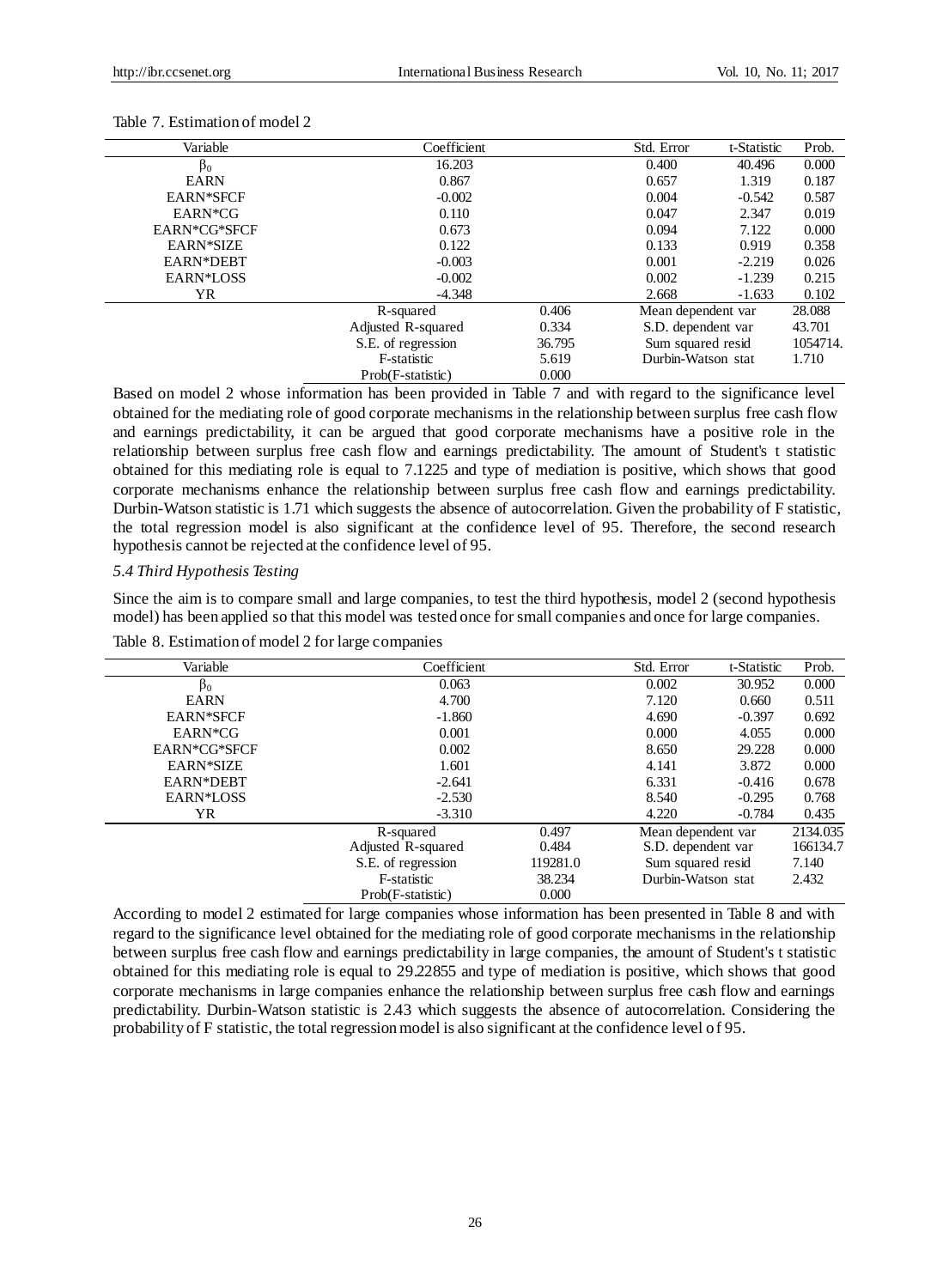Table 7. Estimation of model 2

| Variable | Coefficient | | Std. Error | t-Statistic | Prob. |
|---|---|---|---|---|---|
| $\beta_0$ | 16.203 | | 0.400 | 40.496 | 0.000 |
| EARN | 0.867 | | 0.657 | 1.319 | 0.187 |
| EARN*SFCF | -0.002 | | 0.004 | -0.542 | 0.587 |
| EARN*CG | 0.110 | | 0.047 | 2.347 | 0.019 |
| EARN*CG*SFCF | 0.673 | | 0.094 | 7.122 | 0.000 |
| EARN*SIZE | 0.122 | | 0.133 | 0.919 | 0.358 |
| EARN*DEBT | -0.003 | | 0.001 | -2.219 | 0.026 |
| EARN*LOSS | -0.002 | | 0.002 | -1.239 | 0.215 |
| YR | -4.348 | | 2.668 | -1.633 | 0.102 |
| | R-squared | 0.406 | Mean dependent var | | 28.088 |
| | Adjusted R-squared | 0.334 | S.D. dependent var | | 43.701 |
| | S.E. of regression | 36.795 | Sum squared resid | | 1054714. |
| | F-statistic | 5.619 | Durbin-Watson stat | | 1.710 |
| | Prob(F-statistic) | 0.000 | | | |

Based on model 2 whose information has been provided in Table 7 and with regard to the significance level obtained for the mediating role of good corporate mechanisms in the relationship between surplus free cash flow and earnings predictability, it can be argued that good corporate mechanisms have a positive role in the relationship between surplus free cash flow and earnings predictability. The amount of Student's t statistic obtained for this mediating role is equal to 7.1225 and type of mediation is positive, which shows that good corporate mechanisms enhance the relationship between surplus free cash flow and earnings predictability. Durbin-Watson statistic is 1.71 which suggests the absence of autocorrelation. Given the probability of F statistic, the total regression model is also significant at the confidence level of 95. Therefore, the second research hypothesis cannot be rejected at the confidence level of 95.

### *5.4 Third Hypothesis Testing*

Since the aim is to compare small and large companies, to test the third hypothesis, model 2 (second hypothesis model) has been applied so that this model was tested once for small companies and once for large companies.

Table 8. Estimation of model 2 for large companies

| Variable | Coefficient | | Std. Error | t-Statistic | Prob. |
|---|---|---|---|---|---|
| $\beta_0$ | 0.063 | | 0.002 | 30.952 | 0.000 |
| EARN | 4.700 | | 7.120 | 0.660 | 0.511 |
| EARN*SFCF | -1.860 | | 4.690 | -0.397 | 0.692 |
| EARN*CG | 0.001 | | 0.000 | 4.055 | 0.000 |
| EARN*CG*SFCF | 0.002 | | 8.650 | 29.228 | 0.000 |
| EARN*SIZE | 1.601 | | 4.141 | 3.872 | 0.000 |
| EARN*DEBT | -2.641 | | 6.331 | -0.416 | 0.678 |
| EARN*LOSS | -2.530 | | 8.540 | -0.295 | 0.768 |
| YR | -3.310 | | 4.220 | -0.784 | 0.435 |
| | R-squared | 0.497 | Mean dependent var | | 2134.035 |
| | Adjusted R-squared | 0.484 | S.D. dependent var | | 166134.7 |
| | S.E. of regression | 119281.0 | Sum squared resid | | 7.140 |
| | F-statistic | 38.234 | Durbin-Watson stat | | 2.432 |
| | Prob(F-statistic) | 0.000 | | | |

According to model 2 estimated for large companies whose information has been presented in Table 8 and with regard to the significance level obtained for the mediating role of good corporate mechanisms in the relationship between surplus free cash flow and earnings predictability in large companies, the amount of Student's t statistic obtained for this mediating role is equal to 29.22855 and type of mediation is positive, which shows that good corporate mechanisms in large companies enhance the relationship between surplus free cash flow and earnings predictability. Durbin-Watson statistic is 2.43 which suggests the absence of autocorrelation. Considering the probability of F statistic, the total regression model is also significant at the confidence level of 95.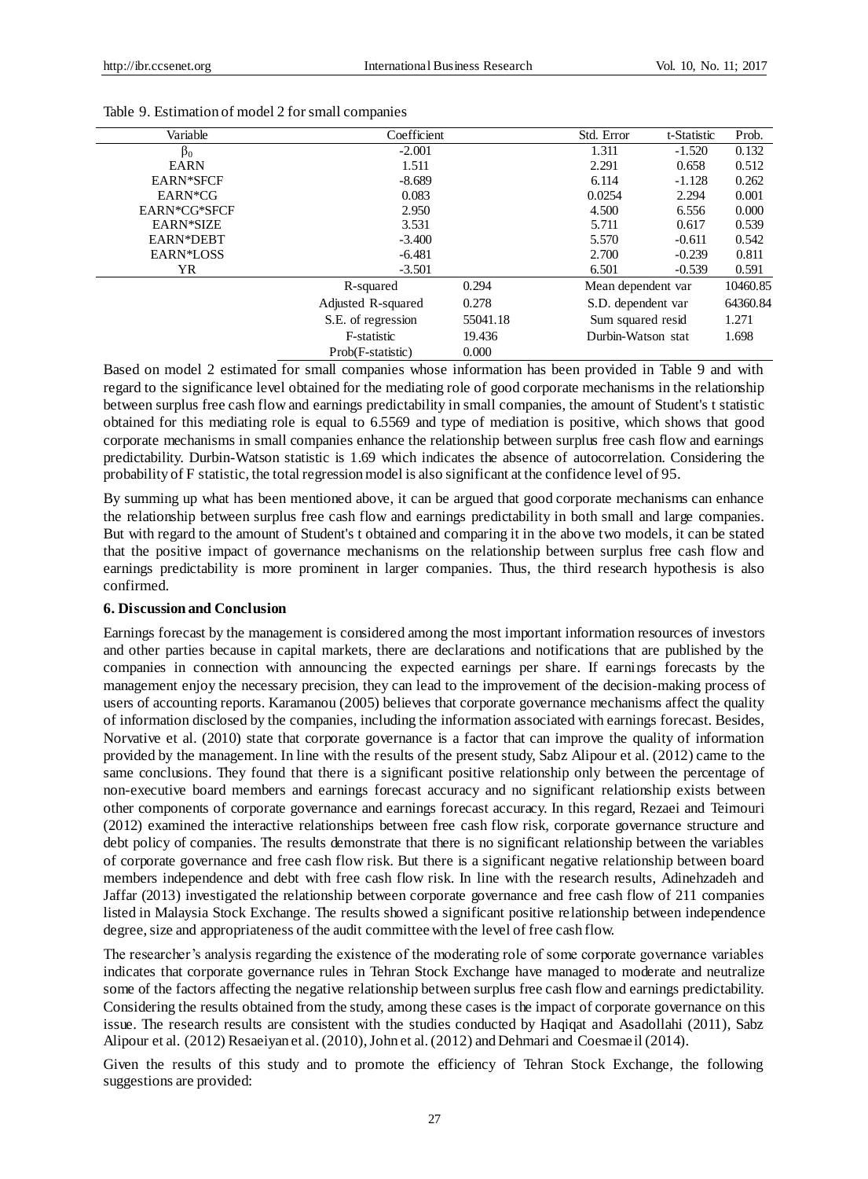Table 9. Estimation of model 2 for small companies

| Variable | Coefficient | | Std. Error | t-Statistic | Prob. |
|---|---|---|---|---|---|
| $\beta_0$ | -2.001 | | 1.311 | -1.520 | 0.132 |
| EARN | 1.511 | | 2.291 | 0.658 | 0.512 |
| EARN*SFCF | -8.689 | | 6.114 | -1.128 | 0.262 |
| EARN*CG | 0.083 | | 0.0254 | 2.294 | 0.001 |
| EARN*CG*SFCF | 2.950 | | 4.500 | 6.556 | 0.000 |
| EARN*SIZE | 3.531 | | 5.711 | 0.617 | 0.539 |
| EARN*DEBT | -3.400 | | 5.570 | -0.611 | 0.542 |
| EARN*LOSS | -6.481 | | 2.700 | -0.239 | 0.811 |
| YR | -3.501 | | 6.501 | -0.539 | 0.591 |
| | R-squared | 0.294 | Mean dependent var | | 10460.85 |
| | Adjusted R-squared | 0.278 | S.D. dependent var | | 64360.84 |
| | S.E. of regression | 55041.18 | Sum squared resid | | 1.271 |
| | F-statistic | 19.436 | Durbin-Watson stat | | 1.698 |
| | Prob(F-statistic) | 0.000 | | | |

Based on model 2 estimated for small companies whose information has been provided in Table 9 and with regard to the significance level obtained for the mediating role of good corporate mechanisms in the relationship between surplus free cash flow and earnings predictability in small companies, the amount of Student's t statistic obtained for this mediating role is equal to 6.5569 and type of mediation is positive, which shows that good corporate mechanisms in small companies enhance the relationship between surplus free cash flow and earnings predictability. Durbin-Watson statistic is 1.69 which indicates the absence of autocorrelation. Considering the probability of F statistic, the total regression model is also significant at the confidence level of 95.

By summing up what has been mentioned above, it can be argued that good corporate mechanisms can enhance the relationship between surplus free cash flow and earnings predictability in both small and large companies. But with regard to the amount of Student's t obtained and comparing it in the above two models, it can be stated that the positive impact of governance mechanisms on the relationship between surplus free cash flow and earnings predictability is more prominent in larger companies. Thus, the third research hypothesis is also confirmed.

## 6. Discussion and Conclusion

Earnings forecast by the management is considered among the most important information resources of investors and other parties because in capital markets, there are declarations and notifications that are published by the companies in connection with announcing the expected earnings per share. If earnings forecasts by the management enjoy the necessary precision, they can lead to the improvement of the decision-making process of users of accounting reports. Karamanou (2005) believes that corporate governance mechanisms affect the quality of information disclosed by the companies, including the information associated with earnings forecast. Besides, Norvative et al. (2010) state that corporate governance is a factor that can improve the quality of information provided by the management. In line with the results of the present study, Sabz Alipour et al. (2012) came to the same conclusions. They found that there is a significant positive relationship only between the percentage of non-executive board members and earnings forecast accuracy and no significant relationship exists between other components of corporate governance and earnings forecast accuracy. In this regard, Rezaei and Teimouri (2012) examined the interactive relationships between free cash flow risk, corporate governance structure and debt policy of companies. The results demonstrate that there is no significant relationship between the variables of corporate governance and free cash flow risk. But there is a significant negative relationship between board members independence and debt with free cash flow risk. In line with the research results, Adinehzadeh and Jaffar (2013) investigated the relationship between corporate governance and free cash flow of 211 companies listed in Malaysia Stock Exchange. The results showed a significant positive relationship between independence degree, size and appropriateness of the audit committee with the level of free cash flow.

The researcher's analysis regarding the existence of the moderating role of some corporate governance variables indicates that corporate governance rules in Tehran Stock Exchange have managed to moderate and neutralize some of the factors affecting the negative relationship between surplus free cash flow and earnings predictability. Considering the results obtained from the study, among these cases is the impact of corporate governance on this issue. The research results are consistent with the studies conducted by Haqiqat and Asadollahi (2011), Sabz Alipour et al. (2012) Resaeiyan et al. (2010), John et al. (2012) and Dehmari and Coesmaeil (2014).

Given the results of this study and to promote the efficiency of Tehran Stock Exchange, the following suggestions are provided: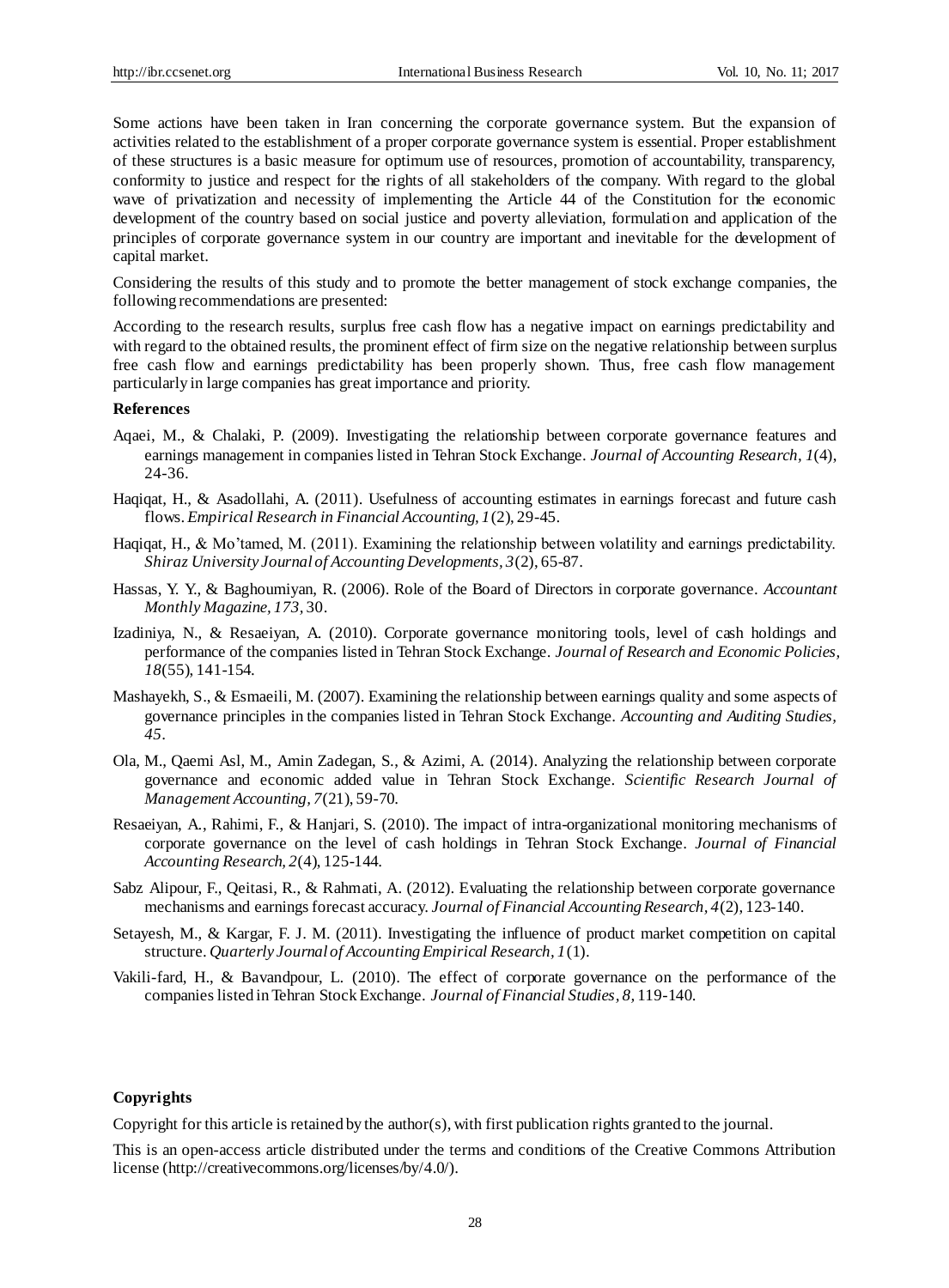Some actions have been taken in Iran concerning the corporate governance system. But the expansion of activities related to the establishment of a proper corporate governance system is essential. Proper establishment of these structures is a basic measure for optimum use of resources, promotion of accountability, transparency, conformity to justice and respect for the rights of all stakeholders of the company. With regard to the global wave of privatization and necessity of implementing the Article 44 of the Constitution for the economic development of the country based on social justice and poverty alleviation, formulation and application of the principles of corporate governance system in our country are important and inevitable for the development of capital market.

Considering the results of this study and to promote the better management of stock exchange companies, the following recommendations are presented:

According to the research results, surplus free cash flow has a negative impact on earnings predictability and with regard to the obtained results, the prominent effect of firm size on the negative relationship between surplus free cash flow and earnings predictability has been properly shown. Thus, free cash flow management particularly in large companies has great importance and priority.

## References

Aqaei, M., & Chalaki, P. (2009). Investigating the relationship between corporate governance features and earnings management in companies listed in Tehran Stock Exchange. *Journal of Accounting Research, 1*(4), 24-36.

Haqiqat, H., & Asadollahi, A. (2011). Usefulness of accounting estimates in earnings forecast and future cash flows. *Empirical Research in Financial Accounting, 1*(2), 29-45.

Haqiqat, H., & Mo'tamed, M. (2011). Examining the relationship between volatility and earnings predictability. *Shiraz University Journal of Accounting Developments, 3*(2), 65-87.

Hassas, Y. Y., & Baghoumiyan, R. (2006). Role of the Board of Directors in corporate governance. *Accountant Monthly Magazine, 173*, 30.

Izadiniya, N., & Resaeiyan, A. (2010). Corporate governance monitoring tools, level of cash holdings and performance of the companies listed in Tehran Stock Exchange. *Journal of Research and Economic Policies, 18*(55), 141-154.

Mashayekh, S., & Esmaeili, M. (2007). Examining the relationship between earnings quality and some aspects of governance principles in the companies listed in Tehran Stock Exchange. *Accounting and Auditing Studies, 45*.

Ola, M., Qaemi Asl, M., Amin Zadegan, S., & Azimi, A. (2014). Analyzing the relationship between corporate governance and economic added value in Tehran Stock Exchange. *Scientific Research Journal of Management Accounting, 7*(21), 59-70.

Resaeiyan, A., Rahimi, F., & Hanjari, S. (2010). The impact of intra-organizational monitoring mechanisms of corporate governance on the level of cash holdings in Tehran Stock Exchange. *Journal of Financial Accounting Research, 2*(4), 125-144.

Sabz Alipour, F., Qeitasi, R., & Rahmati, A. (2012). Evaluating the relationship between corporate governance mechanisms and earnings forecast accuracy. *Journal of Financial Accounting Research, 4*(2), 123-140.

Setayesh, M., & Kargar, F. J. M. (2011). Investigating the influence of product market competition on capital structure. *Quarterly Journal of Accounting Empirical Research, 1*(1).

Vakili-fard, H., & Bavandpour, L. (2010). The effect of corporate governance on the performance of the companies listed in Tehran Stock Exchange. *Journal of Financial Studies, 8*, 119-140.

## Copyrights

Copyright for this article is retained by the author(s), with first publication rights granted to the journal.

This is an open-access article distributed under the terms and conditions of the Creative Commons Attribution license (http://creativecommons.org/licenses/by/4.0/).